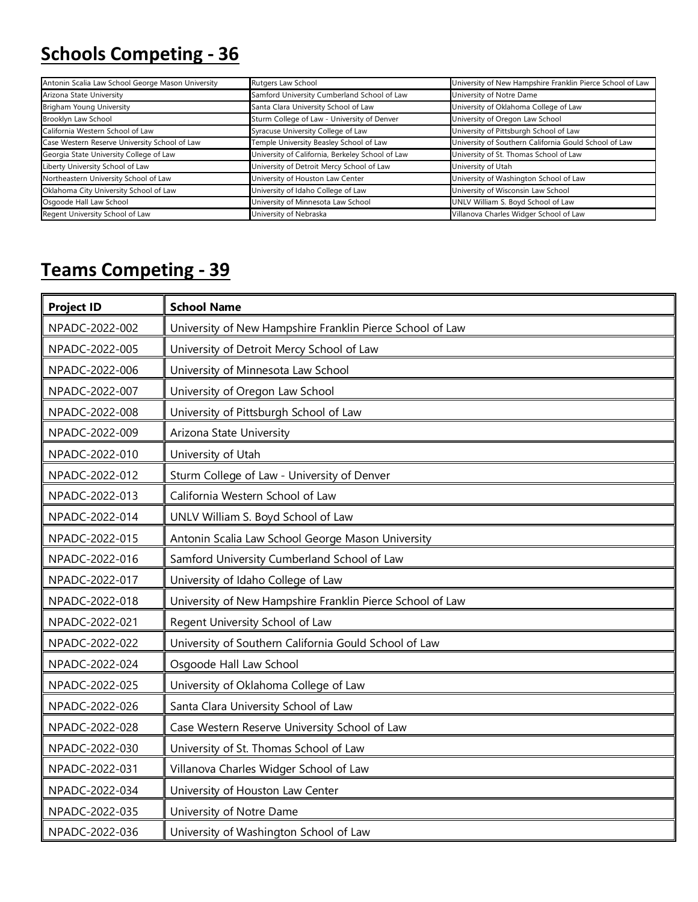## Schools Competing - 36

| | | |
|---|---|---|
| Antonin Scalia Law School George Mason University | Rutgers Law School | University of New Hampshire Franklin Pierce School of Law |
| Arizona State University | Samford University Cumberland School of Law | University of Notre Dame |
| Brigham Young University | Santa Clara University School of Law | University of Oklahoma College of Law |
| Brooklyn Law School | Sturm College of Law - University of Denver | University of Oregon Law School |
| California Western School of Law | Syracuse University College of Law | University of Pittsburgh School of Law |
| Case Western Reserve University School of Law | Temple University Beasley School of Law | University of Southern California Gould School of Law |
| Georgia State University College of Law | University of California, Berkeley School of Law | University of St. Thomas School of Law |
| Liberty University School of Law | University of Detroit Mercy School of Law | University of Utah |
| Northeastern University School of Law | University of Houston Law Center | University of Washington School of Law |
| Oklahoma City University School of Law | University of Idaho College of Law | University of Wisconsin Law School |
| Osgoode Hall Law School | University of Minnesota Law School | UNLV William S. Boyd School of Law |
| Regent University School of Law | University of Nebraska | Villanova Charles Widger School of Law |

## Teams Competing - 39

| Project ID | School Name |
|---|---|
| NPADC-2022-002 | University of New Hampshire Franklin Pierce School of Law |
| NPADC-2022-005 | University of Detroit Mercy School of Law |
| NPADC-2022-006 | University of Minnesota Law School |
| NPADC-2022-007 | University of Oregon Law School |
| NPADC-2022-008 | University of Pittsburgh School of Law |
| NPADC-2022-009 | Arizona State University |
| NPADC-2022-010 | University of Utah |
| NPADC-2022-012 | Sturm College of Law - University of Denver |
| NPADC-2022-013 | California Western School of Law |
| NPADC-2022-014 | UNLV William S. Boyd School of Law |
| NPADC-2022-015 | Antonin Scalia Law School George Mason University |
| NPADC-2022-016 | Samford University Cumberland School of Law |
| NPADC-2022-017 | University of Idaho College of Law |
| NPADC-2022-018 | University of New Hampshire Franklin Pierce School of Law |
| NPADC-2022-021 | Regent University School of Law |
| NPADC-2022-022 | University of Southern California Gould School of Law |
| NPADC-2022-024 | Osgoode Hall Law School |
| NPADC-2022-025 | University of Oklahoma College of Law |
| NPADC-2022-026 | Santa Clara University School of Law |
| NPADC-2022-028 | Case Western Reserve University School of Law |
| NPADC-2022-030 | University of St. Thomas School of Law |
| NPADC-2022-031 | Villanova Charles Widger School of Law |
| NPADC-2022-034 | University of Houston Law Center |
| NPADC-2022-035 | University of Notre Dame |
| NPADC-2022-036 | University of Washington School of Law |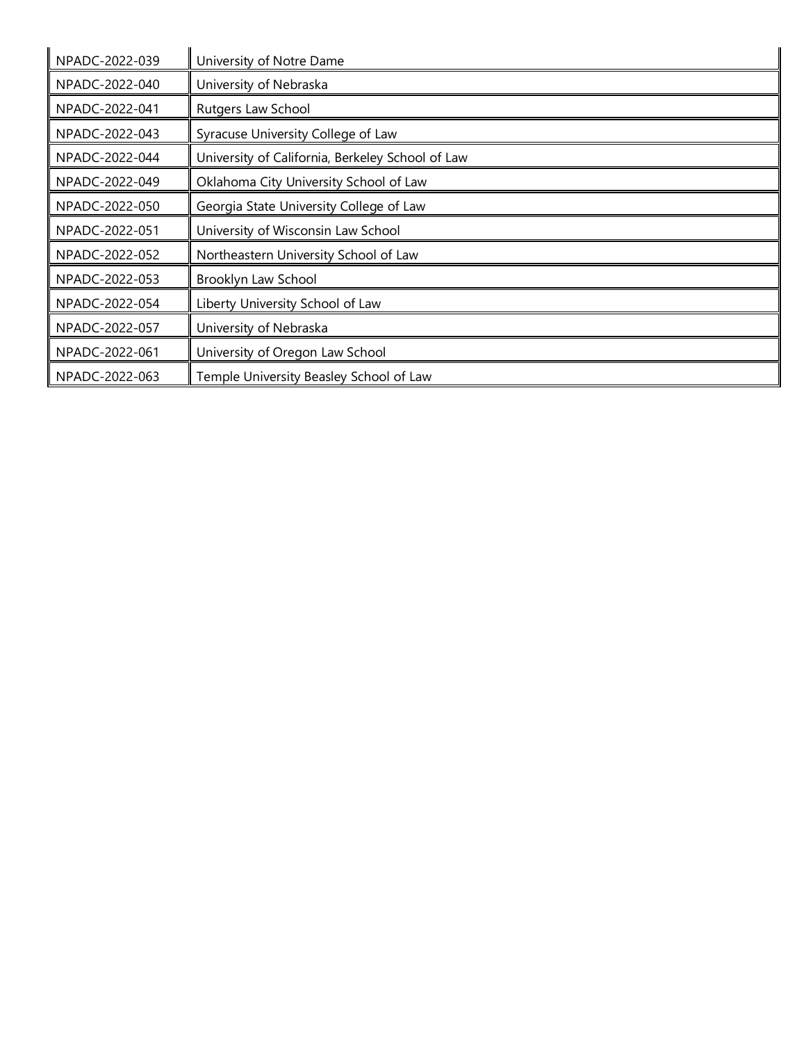| | |
|---|---|
| NPADC-2022-039 | University of Notre Dame |
| NPADC-2022-040 | University of Nebraska |
| NPADC-2022-041 | Rutgers Law School |
| NPADC-2022-043 | Syracuse University College of Law |
| NPADC-2022-044 | University of California, Berkeley School of Law |
| NPADC-2022-049 | Oklahoma City University School of Law |
| NPADC-2022-050 | Georgia State University College of Law |
| NPADC-2022-051 | University of Wisconsin Law School |
| NPADC-2022-052 | Northeastern University School of Law |
| NPADC-2022-053 | Brooklyn Law School |
| NPADC-2022-054 | Liberty University School of Law |
| NPADC-2022-057 | University of Nebraska |
| NPADC-2022-061 | University of Oregon Law School |
| NPADC-2022-063 | Temple University Beasley School of Law |